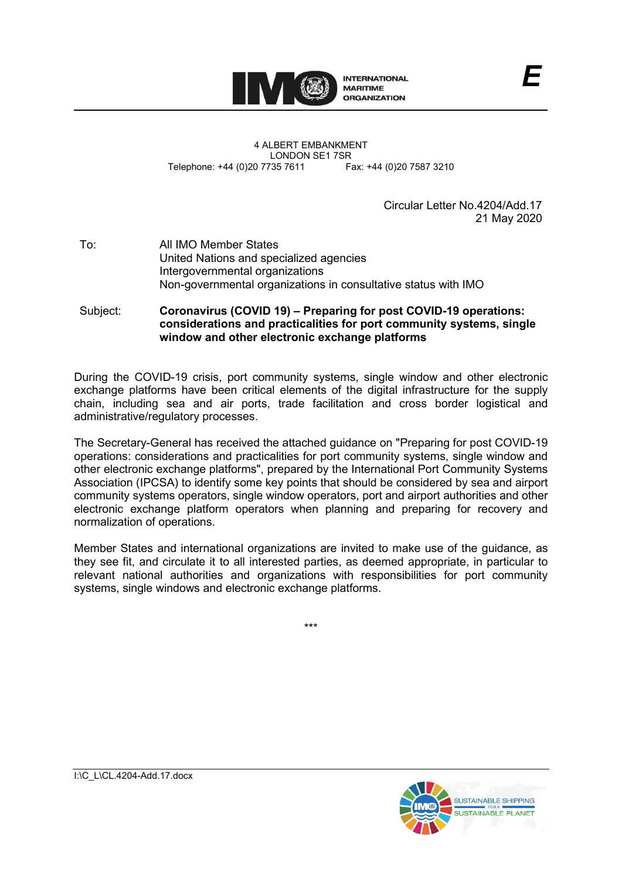INTERNATIONAL MARITIME ORGANIZATION

E

4 ALBERT EMBANKMENT
LONDON SE1 7SR
Telephone: +44 (0)20 7735 7611 Fax: +44 (0)20 7587 3210

Circular Letter No.4204/Add.17
21 May 2020

To: All IMO Member States
United Nations and specialized agencies
Intergovernmental organizations
Non-governmental organizations in consultative status with IMO

Subject: **Coronavirus (COVID 19) – Preparing for post COVID-19 operations: considerations and practicalities for port community systems, single window and other electronic exchange platforms**

During the COVID-19 crisis, port community systems, single window and other electronic exchange platforms have been critical elements of the digital infrastructure for the supply chain, including sea and air ports, trade facilitation and cross border logistical and administrative/regulatory processes.

The Secretary-General has received the attached guidance on "Preparing for post COVID-19 operations: considerations and practicalities for port community systems, single window and other electronic exchange platforms", prepared by the International Port Community Systems Association (IPCSA) to identify some key points that should be considered by sea and airport community systems operators, single window operators, port and airport authorities and other electronic exchange platform operators when planning and preparing for recovery and normalization of operations.

Member States and international organizations are invited to make use of the guidance, as they see fit, and circulate it to all interested parties, as deemed appropriate, in particular to relevant national authorities and organizations with responsibilities for port community systems, single windows and electronic exchange platforms.

\*\*\*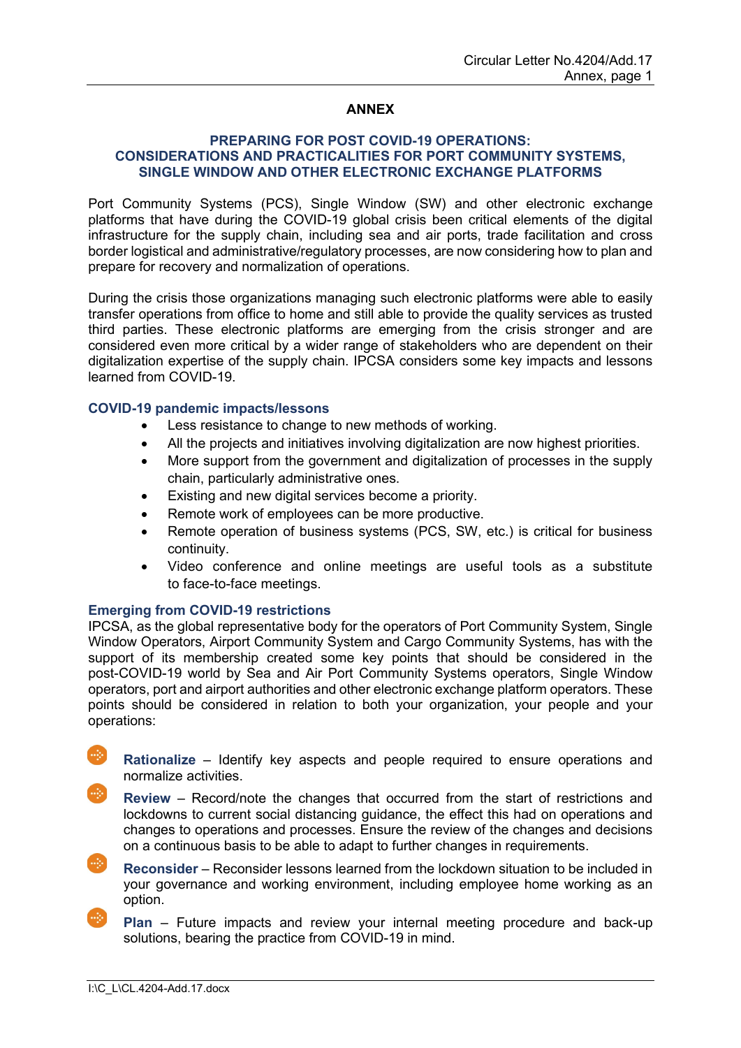# ANNEX

## PREPARING FOR POST COVID-19 OPERATIONS: CONSIDERATIONS AND PRACTICALITIES FOR PORT COMMUNITY SYSTEMS, SINGLE WINDOW AND OTHER ELECTRONIC EXCHANGE PLATFORMS

Port Community Systems (PCS), Single Window (SW) and other electronic exchange platforms that have during the COVID-19 global crisis been critical elements of the digital infrastructure for the supply chain, including sea and air ports, trade facilitation and cross border logistical and administrative/regulatory processes, are now considering how to plan and prepare for recovery and normalization of operations.

During the crisis those organizations managing such electronic platforms were able to easily transfer operations from office to home and still able to provide the quality services as trusted third parties. These electronic platforms are emerging from the crisis stronger and are considered even more critical by a wider range of stakeholders who are dependent on their digitalization expertise of the supply chain. IPCSA considers some key impacts and lessons learned from COVID-19.

### COVID-19 pandemic impacts/lessons

- Less resistance to change to new methods of working.
- All the projects and initiatives involving digitalization are now highest priorities.
- More support from the government and digitalization of processes in the supply chain, particularly administrative ones.
- Existing and new digital services become a priority.
- Remote work of employees can be more productive.
- Remote operation of business systems (PCS, SW, etc.) is critical for business continuity.
- Video conference and online meetings are useful tools as a substitute to face-to-face meetings.

### Emerging from COVID-19 restrictions

IPCSA, as the global representative body for the operators of Port Community System, Single Window Operators, Airport Community System and Cargo Community Systems, has with the support of its membership created some key points that should be considered in the post-COVID-19 world by Sea and Air Port Community Systems operators, Single Window operators, port and airport authorities and other electronic exchange platform operators. These points should be considered in relation to both your organization, your people and your operations:

- **Rationalize** – Identify key aspects and people required to ensure operations and normalize activities.
- **Review** – Record/note the changes that occurred from the start of restrictions and lockdowns to current social distancing guidance, the effect this had on operations and changes to operations and processes. Ensure the review of the changes and decisions on a continuous basis to be able to adapt to further changes in requirements.
- **Reconsider** – Reconsider lessons learned from the lockdown situation to be included in your governance and working environment, including employee home working as an option.
- **Plan** – Future impacts and review your internal meeting procedure and back-up solutions, bearing the practice from COVID-19 in mind.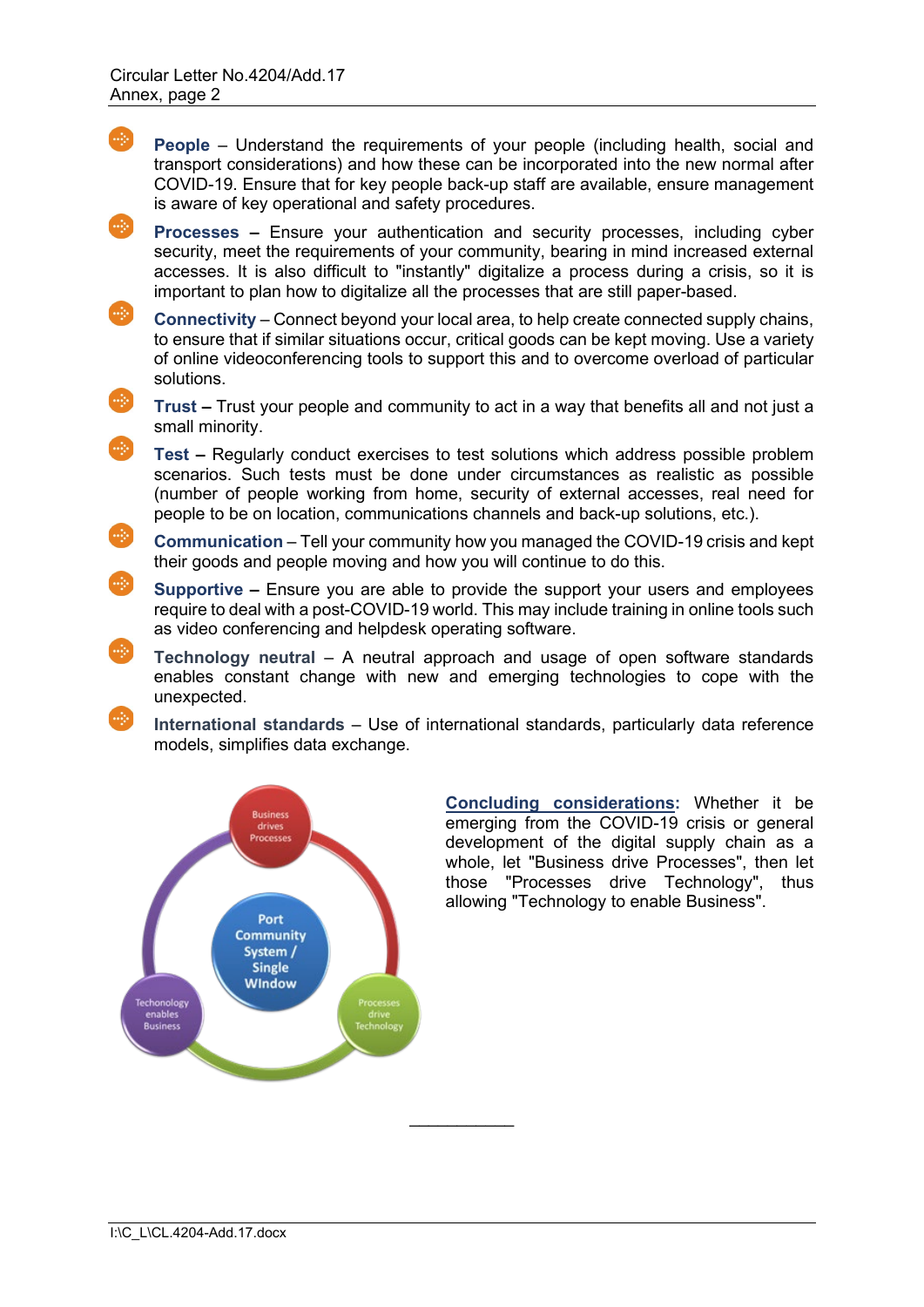- **People** – Understand the requirements of your people (including health, social and transport considerations) and how these can be incorporated into the new normal after COVID-19. Ensure that for key people back-up staff are available, ensure management is aware of key operational and safety procedures.
- **Processes** – Ensure your authentication and security processes, including cyber security, meet the requirements of your community, bearing in mind increased external accesses. It is also difficult to "instantly" digitalize a process during a crisis, so it is important to plan how to digitalize all the processes that are still paper-based.
- **Connectivity** – Connect beyond your local area, to help create connected supply chains, to ensure that if similar situations occur, critical goods can be kept moving. Use a variety of online videoconferencing tools to support this and to overcome overload of particular solutions.
- **Trust** – Trust your people and community to act in a way that benefits all and not just a small minority.
- **Test** – Regularly conduct exercises to test solutions which address possible problem scenarios. Such tests must be done under circumstances as realistic as possible (number of people working from home, security of external accesses, real need for people to be on location, communications channels and back-up solutions, etc.).
- **Communication** – Tell your community how you managed the COVID-19 crisis and kept their goods and people moving and how you will continue to do this.
- **Supportive** – Ensure you are able to provide the support your users and employees require to deal with a post-COVID-19 world. This may include training in online tools such as video conferencing and helpdesk operating software.
- **Technology neutral** – A neutral approach and usage of open software standards enables constant change with new and emerging technologies to cope with the unexpected.
- **International standards** – Use of international standards, particularly data reference models, simplifies data exchange.

Business drives Processes

Port Community System / Single Window

Processes drive Technology

Techonology enables Business

**Concluding considerations:** Whether it be emerging from the COVID-19 crisis or general development of the digital supply chain as a whole, let "Business drive Processes", then let those "Processes drive Technology", thus allowing "Technology to enable Business".

___________